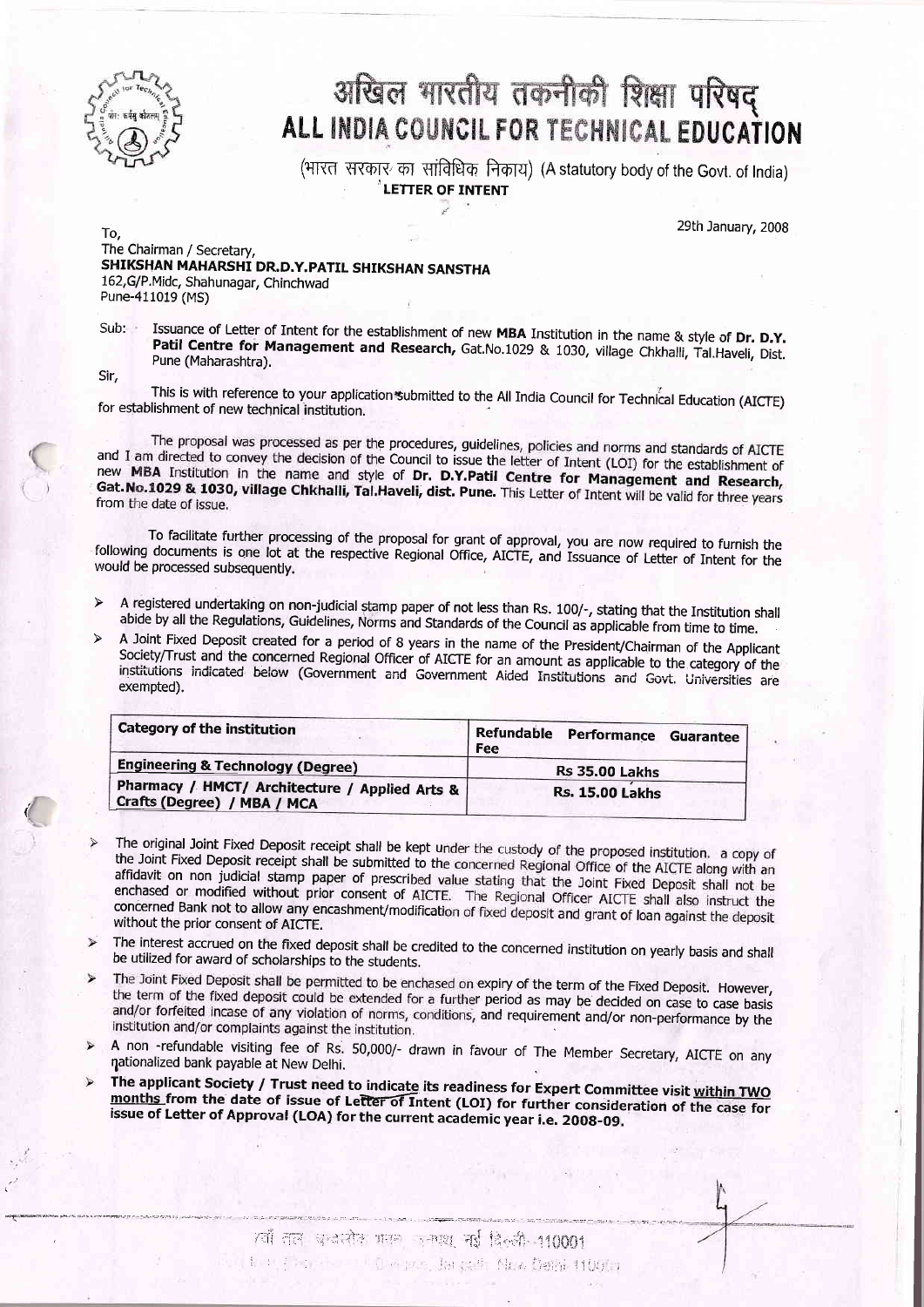# अखिल भारतीय तकनीकी शिक्षा परिषद्
# ALL INDIA COUNCIL FOR TECHNICAL EDUCATION

(भारत सरकार का सांविधिक निकाय) (A statutory body of the Govt. of India)

**LETTER OF INTENT**

29th January, 2008

To,
The Chairman / Secretary,
**SHIKSHAN MAHARSHI DR.D.Y.PATIL SHIKSHAN SANSTHA**
162,G/P.Midc, Shahunagar, Chinchwad
Pune-411019 (MS)

Sub: Issuance of Letter of Intent for the establishment of new **MBA** Institution in the name & style of **Dr. D.Y. Patil Centre for Management and Research,** Gat.No.1029 & 1030, village Chkhalli, Tal.Haveli, Dist. Pune (Maharashtra).

Sir,

This is with reference to your application submitted to the All India Council for Technical Education (AICTE) for establishment of new technical institution.

The proposal was processed as per the procedures, guidelines, policies and norms and standards of AICTE and I am directed to convey the decision of the Council to issue the letter of Intent (LOI) for the establishment of new **MBA** Institution in the name and style of **Dr. D.Y.Patil Centre for Management and Research, Gat.No.1029 & 1030, village Chkhalli, Tal.Haveli, dist. Pune.** This Letter of Intent will be valid for three years from the date of issue.

To facilitate further processing of the proposal for grant of approval, you are now required to furnish the following documents is one lot at the respective Regional Office, AICTE, and Issuance of Letter of Intent for the would be processed subsequently.

- A registered undertaking on non-judicial stamp paper of not less than Rs. 100/-, stating that the Institution shall abide by all the Regulations, Guidelines, Norms and Standards of the Council as applicable from time to time.
- A Joint Fixed Deposit created for a period of 8 years in the name of the President/Chairman of the Applicant Society/Trust and the concerned Regional Officer of AICTE for an amount as applicable to the category of the institutions indicated below (Government and Government Aided Institutions and Govt. Universities are exempted).

| Category of the institution | Refundable Performance Guarantee Fee |
|---|---|
| **Engineering & Technology (Degree)** | **Rs 35.00 Lakhs** |
| **Pharmacy / HMCT/ Architecture / Applied Arts & Crafts (Degree) / MBA / MCA** | **Rs. 15.00 Lakhs** |

- The original Joint Fixed Deposit receipt shall be kept under the custody of the proposed institution. a copy of the Joint Fixed Deposit receipt shall be submitted to the concerned Regional Office of the AICTE along with an affidavit on non judicial stamp paper of prescribed value stating that the Joint Fixed Deposit shall not be enchased or modified without prior consent of AICTE. The Regional Officer AICTE shall also instruct the concerned Bank not to allow any encashment/modification of fixed deposit and grant of loan against the deposit without the prior consent of AICTE.
- The interest accrued on the fixed deposit shall be credited to the concerned institution on yearly basis and shall be utilized for award of scholarships to the students.
- The Joint Fixed Deposit shall be permitted to be enchased on expiry of the term of the Fixed Deposit. However, the term of the fixed deposit could be extended for a further period as may be decided on case to case basis and/or forfeited incase of any violation of norms, conditions, and requirement and/or non-performance by the institution and/or complaints against the institution.
- A non -refundable visiting fee of Rs. 50,000/- drawn in favour of The Member Secretary, AICTE on any nationalized bank payable at New Delhi.
- **The applicant Society / Trust need to indicate its readiness for Expert Committee visit within TWO months from the date of issue of Letter of Intent (LOI) for further consideration of the case for issue of Letter of Approval (LOA) for the current academic year i.e. 2008-09.**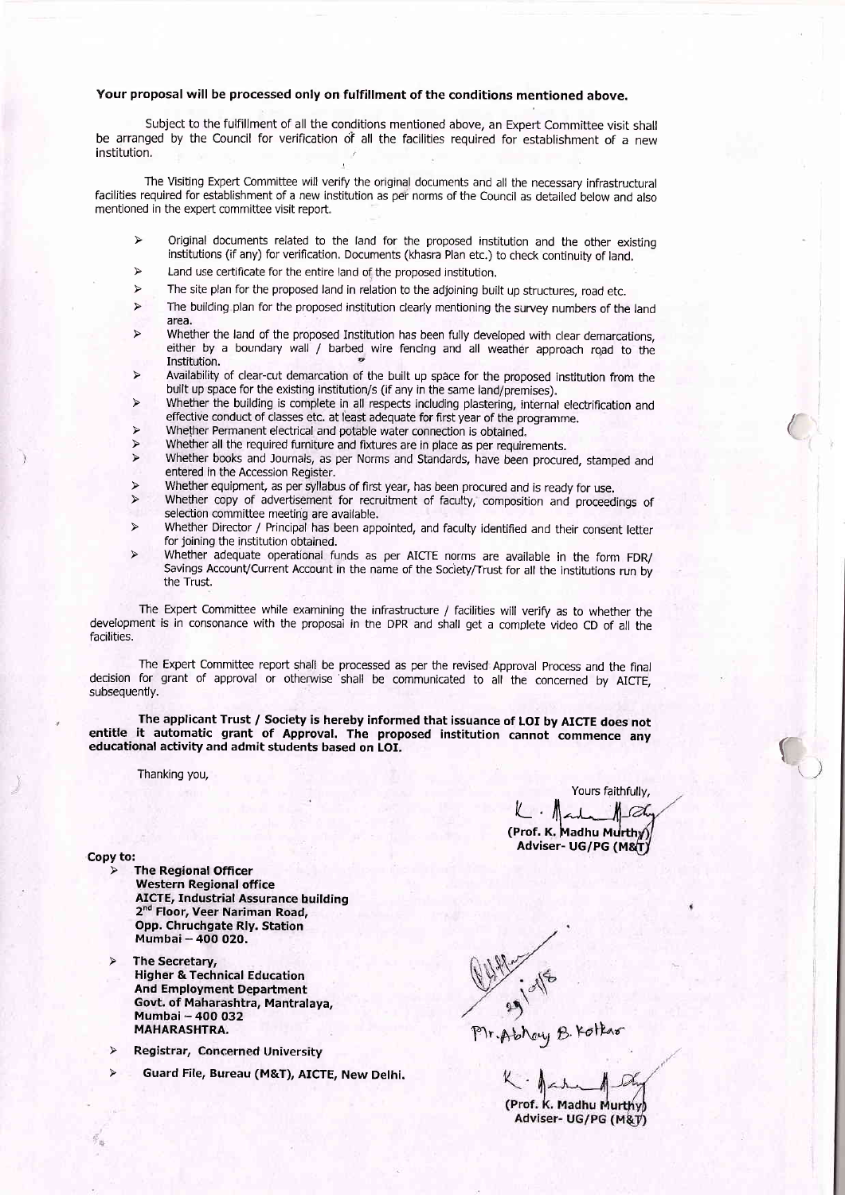**Your proposal will be processed only on fulfillment of the conditions mentioned above.**

Subject to the fulfillment of all the conditions mentioned above, an Expert Committee visit shall be arranged by the Council for verification of all the facilities required for establishment of a new institution.

The Visiting Expert Committee will verify the original documents and all the necessary infrastructural facilities required for establishment of a new institution as per norms of the Council as detailed below and also mentioned in the expert committee visit report.

- Original documents related to the land for the proposed institution and the other existing institutions (if any) for verification. Documents (khasra Plan etc.) to check continuity of land.
- Land use certificate for the entire land of the proposed institution.
- The site plan for the proposed land in relation to the adjoining built up structures, road etc.
- The building plan for the proposed institution clearly mentioning the survey numbers of the land area.
- Whether the land of the proposed Institution has been fully developed with clear demarcations, either by a boundary wall / barbed wire fencing and all weather approach road to the Institution.
- Availability of clear-cut demarcation of the built up space for the proposed institution from the built up space for the existing institution/s (if any in the same land/premises).
- Whether the building is complete in all respects including plastering, internal electrification and effective conduct of classes etc. at least adequate for first year of the programme.
- Whether Permanent electrical and potable water connection is obtained.
- Whether all the required furniture and fixtures are in place as per requirements.
- Whether books and Journals, as per Norms and Standards, have been procured, stamped and entered in the Accession Register.
- Whether equipment, as per syllabus of first year, has been procured and is ready for use.
- Whether copy of advertisement for recruitment of faculty, composition and proceedings of selection committee meeting are available.
- Whether Director / Principal has been appointed, and faculty identified and their consent letter for joining the institution obtained.
- Whether adequate operational funds as per AICTE norms are available in the form FDR/ Savings Account/Current Account in the name of the Society/Trust for all the institutions run by the Trust.

The Expert Committee while examining the infrastructure / facilities will verify as to whether the development is in consonance with the proposal in the DPR and shall get a complete video CD of all the facilities.

The Expert Committee report shall be processed as per the revised Approval Process and the final decision for grant of approval or otherwise shall be communicated to all the concerned by AICTE, subsequently.

**The applicant Trust / Society is hereby informed that issuance of LOI by AICTE does not entitle it automatic grant of Approval. The proposed institution cannot commence any educational activity and admit students based on LOI.**

Thanking you,

Yours faithfully,

**(Prof. K. Madhu Murthy)**
**Adviser- UG/PG (M&T)**

**Copy to:**

- **The Regional Officer**
  **Western Regional office**
  **AICTE, Industrial Assurance building**
  **2nd Floor, Veer Nariman Road,**
  **Opp. Chruchgate Rly. Station**
  **Mumbai – 400 020.**
- **The Secretary,**
  **Higher & Technical Education**
  **And Employment Department**
  **Govt. of Maharashtra, Mantralaya,**
  **Mumbai – 400 032**
  **MAHARASHTRA.**
- **Registrar, Concerned University**
- **Guard File, Bureau (M&T), AICTE, New Delhi.**

Mr. Abhay B. Kotkar

**(Prof. K. Madhu Murthy)**
**Adviser- UG/PG (M&T)**